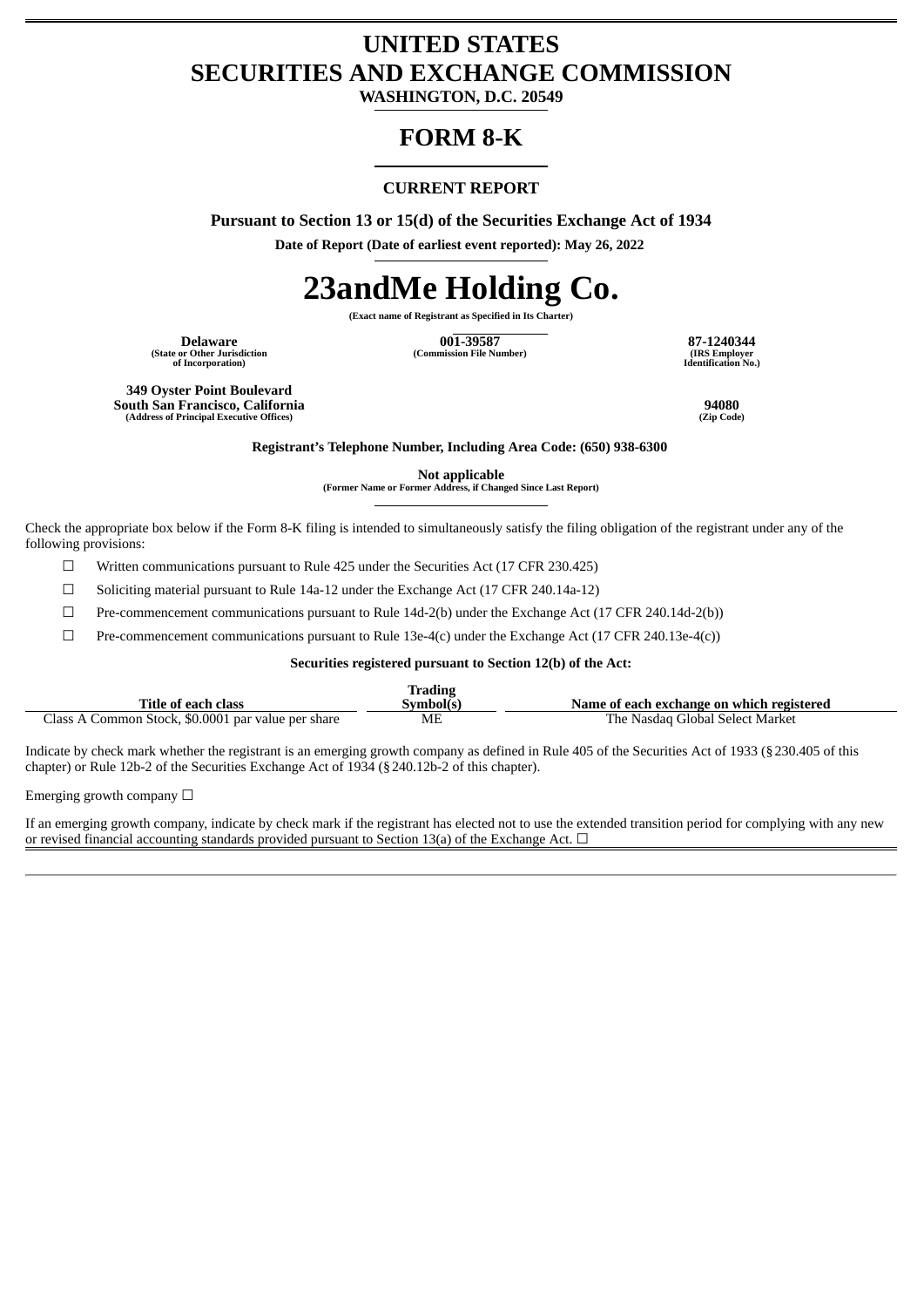# UNITED STATES
# SECURITIES AND EXCHANGE COMMISSION

**WASHINGTON, D.C. 20549**

# FORM 8-K

## CURRENT REPORT

**Pursuant to Section 13 or 15(d) of the Securities Exchange Act of 1934**

**Date of Report (Date of earliest event reported): May 26, 2022**

# 23andMe Holding Co.

**(Exact name of Registrant as Specified in Its Charter)**

| | | |
|---|---|---|
| **Delaware**<br>**(State or Other Jurisdiction of Incorporation)** | **001-39587**<br>**(Commission File Number)** | **87-1240344**<br>**(IRS Employer Identification No.)** |

| | |
|---|---|
| **349 Oyster Point Boulevard**<br>**South San Francisco, California**<br>**(Address of Principal Executive Offices)** | **94080**<br>**(Zip Code)** |

**Registrant's Telephone Number, Including Area Code: (650) 938-6300**

**Not applicable**
**(Former Name or Former Address, if Changed Since Last Report)**

Check the appropriate box below if the Form 8-K filing is intended to simultaneously satisfy the filing obligation of the registrant under any of the following provisions:

☐ Written communications pursuant to Rule 425 under the Securities Act (17 CFR 230.425)

☐ Soliciting material pursuant to Rule 14a-12 under the Exchange Act (17 CFR 240.14a-12)

☐ Pre-commencement communications pursuant to Rule 14d-2(b) under the Exchange Act (17 CFR 240.14d-2(b))

☐ Pre-commencement communications pursuant to Rule 13e-4(c) under the Exchange Act (17 CFR 240.13e-4(c))

**Securities registered pursuant to Section 12(b) of the Act:**

| Title of each class | Trading Symbol(s) | Name of each exchange on which registered |
|---|---|---|
| Class A Common Stock, $0.0001 par value per share | ME | The Nasdaq Global Select Market |

Indicate by check mark whether the registrant is an emerging growth company as defined in Rule 405 of the Securities Act of 1933 (§230.405 of this chapter) or Rule 12b-2 of the Securities Exchange Act of 1934 (§240.12b-2 of this chapter).

Emerging growth company ☐

If an emerging growth company, indicate by check mark if the registrant has elected not to use the extended transition period for complying with any new or revised financial accounting standards provided pursuant to Section 13(a) of the Exchange Act. ☐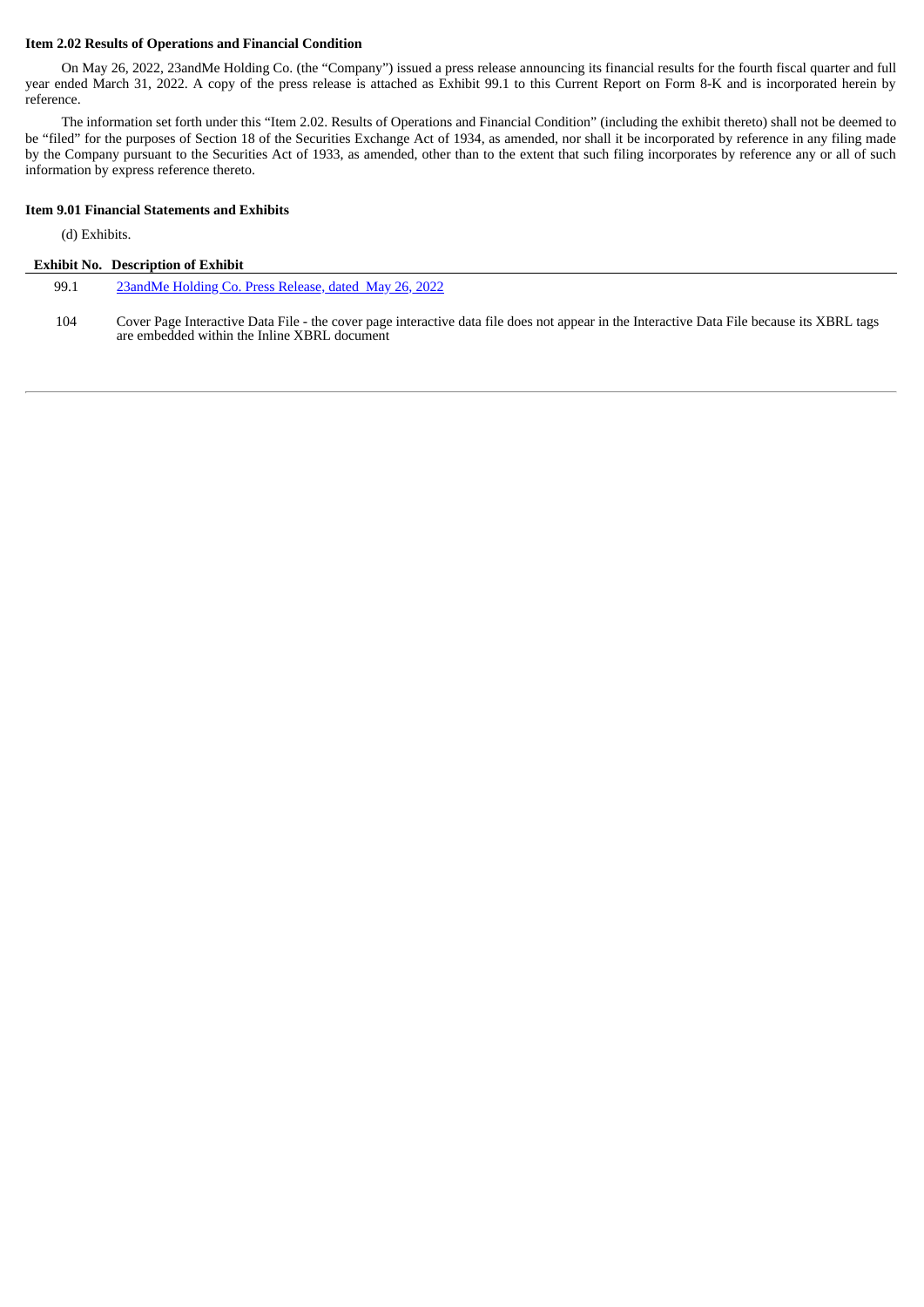**Item 2.02 Results of Operations and Financial Condition**

On May 26, 2022, 23andMe Holding Co. (the "Company") issued a press release announcing its financial results for the fourth fiscal quarter and full year ended March 31, 2022. A copy of the press release is attached as Exhibit 99.1 to this Current Report on Form 8-K and is incorporated herein by reference.

The information set forth under this "Item 2.02. Results of Operations and Financial Condition" (including the exhibit thereto) shall not be deemed to be "filed" for the purposes of Section 18 of the Securities Exchange Act of 1934, as amended, nor shall it be incorporated by reference in any filing made by the Company pursuant to the Securities Act of 1933, as amended, other than to the extent that such filing incorporates by reference any or all of such information by express reference thereto.

**Item 9.01 Financial Statements and Exhibits**

(d) Exhibits.

| Exhibit No. | Description of Exhibit |
|---|---|
| 99.1 | 23andMe Holding Co. Press Release, dated May 26, 2022 |
| 104 | Cover Page Interactive Data File - the cover page interactive data file does not appear in the Interactive Data File because its XBRL tags are embedded within the Inline XBRL document |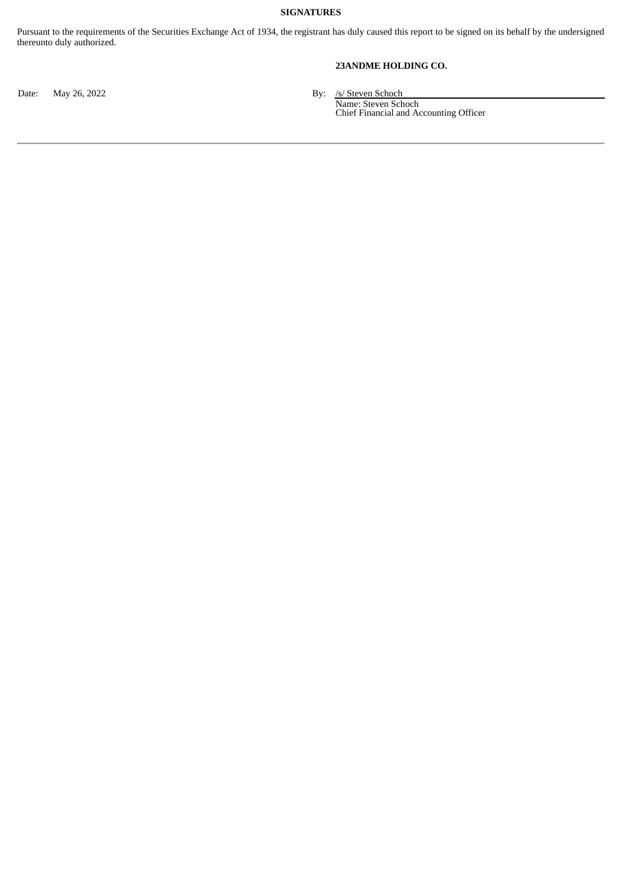**SIGNATURES**

Pursuant to the requirements of the Securities Exchange Act of 1934, the registrant has duly caused this report to be signed on its behalf by the undersigned thereunto duly authorized.

**23ANDME HOLDING CO.**

Date: May 26, 2022

By: /s/ Steven Schoch
Name: Steven Schoch
Chief Financial and Accounting Officer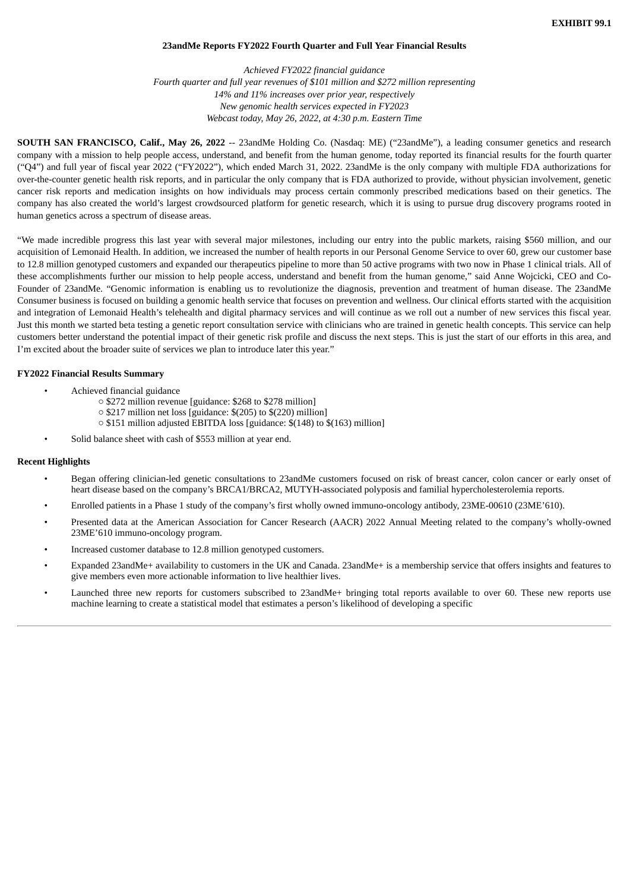**EXHIBIT 99.1**

# 23andMe Reports FY2022 Fourth Quarter and Full Year Financial Results

*Achieved FY2022 financial guidance*
*Fourth quarter and full year revenues of $101 million and $272 million representing 14% and 11% increases over prior year, respectively*
*New genomic health services expected in FY2023*
*Webcast today, May 26, 2022, at 4:30 p.m. Eastern Time*

**SOUTH SAN FRANCISCO, Calif., May 26, 2022** -- 23andMe Holding Co. (Nasdaq: ME) ("23andMe"), a leading consumer genetics and research company with a mission to help people access, understand, and benefit from the human genome, today reported its financial results for the fourth quarter ("Q4") and full year of fiscal year 2022 ("FY2022"), which ended March 31, 2022. 23andMe is the only company with multiple FDA authorizations for over-the-counter genetic health risk reports, and in particular the only company that is FDA authorized to provide, without physician involvement, genetic cancer risk reports and medication insights on how individuals may process certain commonly prescribed medications based on their genetics. The company has also created the world's largest crowdsourced platform for genetic research, which it is using to pursue drug discovery programs rooted in human genetics across a spectrum of disease areas.

"We made incredible progress this last year with several major milestones, including our entry into the public markets, raising $560 million, and our acquisition of Lemonaid Health. In addition, we increased the number of health reports in our Personal Genome Service to over 60, grew our customer base to 12.8 million genotyped customers and expanded our therapeutics pipeline to more than 50 active programs with two now in Phase 1 clinical trials. All of these accomplishments further our mission to help people access, understand and benefit from the human genome," said Anne Wojcicki, CEO and Co-Founder of 23andMe. "Genomic information is enabling us to revolutionize the diagnosis, prevention and treatment of human disease. The 23andMe Consumer business is focused on building a genomic health service that focuses on prevention and wellness. Our clinical efforts started with the acquisition and integration of Lemonaid Health's telehealth and digital pharmacy services and will continue as we roll out a number of new services this fiscal year. Just this month we started beta testing a genetic report consultation service with clinicians who are trained in genetic health concepts. This service can help customers better understand the potential impact of their genetic risk profile and discuss the next steps. This is just the start of our efforts in this area, and I'm excited about the broader suite of services we plan to introduce later this year."

### FY2022 Financial Results Summary

- Achieved financial guidance
  - $272 million revenue [guidance: $268 to $278 million]
  - $217 million net loss [guidance: $(205) to $(220) million]
  - $151 million adjusted EBITDA loss [guidance: $(148) to $(163) million]
- Solid balance sheet with cash of $553 million at year end.

### Recent Highlights

- Began offering clinician-led genetic consultations to 23andMe customers focused on risk of breast cancer, colon cancer or early onset of heart disease based on the company's BRCA1/BRCA2, MUTYH-associated polyposis and familial hypercholesterolemia reports.
- Enrolled patients in a Phase 1 study of the company's first wholly owned immuno-oncology antibody, 23ME-00610 (23ME'610).
- Presented data at the American Association for Cancer Research (AACR) 2022 Annual Meeting related to the company's wholly-owned 23ME'610 immuno-oncology program.
- Increased customer database to 12.8 million genotyped customers.
- Expanded 23andMe+ availability to customers in the UK and Canada. 23andMe+ is a membership service that offers insights and features to give members even more actionable information to live healthier lives.
- Launched three new reports for customers subscribed to 23andMe+ bringing total reports available to over 60. These new reports use machine learning to create a statistical model that estimates a person's likelihood of developing a specific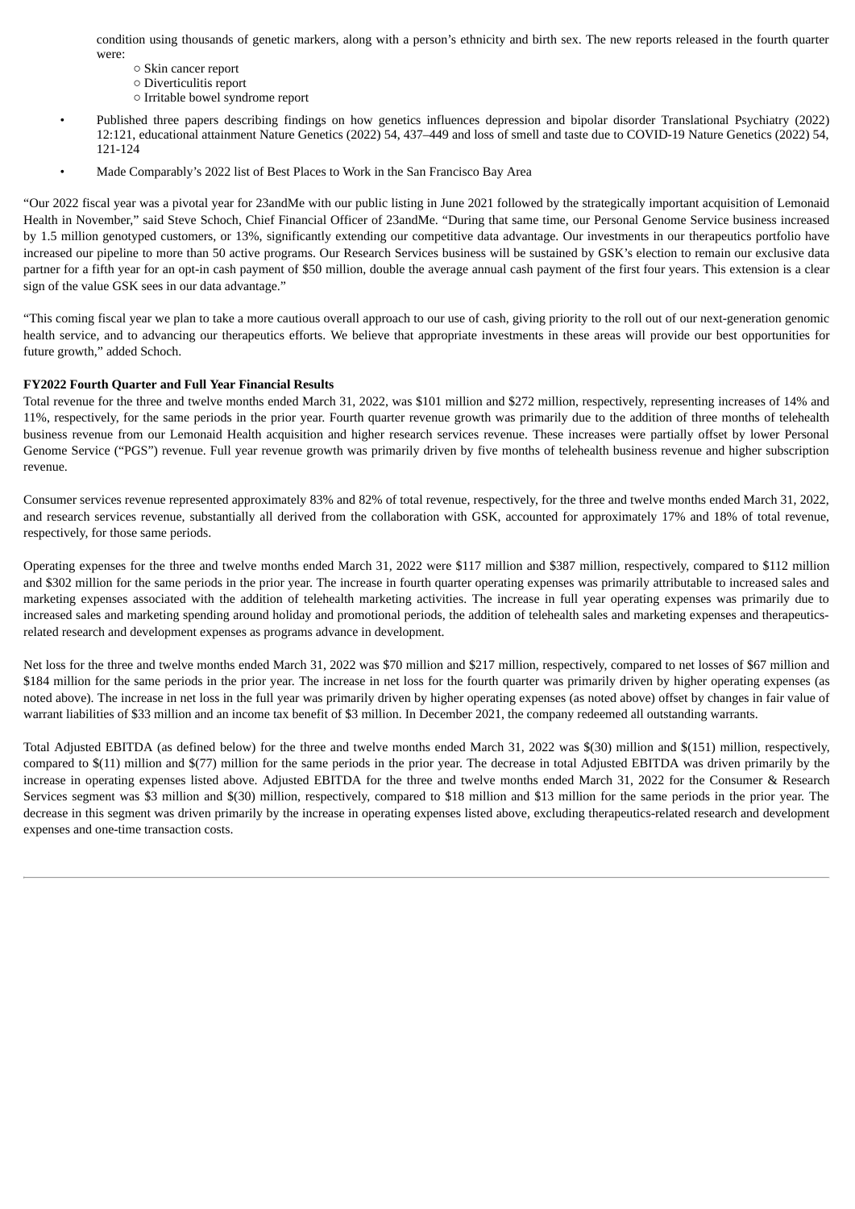condition using thousands of genetic markers, along with a person's ethnicity and birth sex. The new reports released in the fourth quarter were:

  - ○ Skin cancer report
  - ○ Diverticulitis report
  - ○ Irritable bowel syndrome report

- Published three papers describing findings on how genetics influences depression and bipolar disorder Translational Psychiatry (2022) 12:121, educational attainment Nature Genetics (2022) 54, 437–449 and loss of smell and taste due to COVID-19 Nature Genetics (2022) 54, 121-124
- Made Comparably's 2022 list of Best Places to Work in the San Francisco Bay Area

"Our 2022 fiscal year was a pivotal year for 23andMe with our public listing in June 2021 followed by the strategically important acquisition of Lemonaid Health in November," said Steve Schoch, Chief Financial Officer of 23andMe. "During that same time, our Personal Genome Service business increased by 1.5 million genotyped customers, or 13%, significantly extending our competitive data advantage. Our investments in our therapeutics portfolio have increased our pipeline to more than 50 active programs. Our Research Services business will be sustained by GSK's election to remain our exclusive data partner for a fifth year for an opt-in cash payment of $50 million, double the average annual cash payment of the first four years. This extension is a clear sign of the value GSK sees in our data advantage."

"This coming fiscal year we plan to take a more cautious overall approach to our use of cash, giving priority to the roll out of our next-generation genomic health service, and to advancing our therapeutics efforts. We believe that appropriate investments in these areas will provide our best opportunities for future growth," added Schoch.

**FY2022 Fourth Quarter and Full Year Financial Results**

Total revenue for the three and twelve months ended March 31, 2022, was $101 million and $272 million, respectively, representing increases of 14% and 11%, respectively, for the same periods in the prior year. Fourth quarter revenue growth was primarily due to the addition of three months of telehealth business revenue from our Lemonaid Health acquisition and higher research services revenue. These increases were partially offset by lower Personal Genome Service ("PGS") revenue. Full year revenue growth was primarily driven by five months of telehealth business revenue and higher subscription revenue.

Consumer services revenue represented approximately 83% and 82% of total revenue, respectively, for the three and twelve months ended March 31, 2022, and research services revenue, substantially all derived from the collaboration with GSK, accounted for approximately 17% and 18% of total revenue, respectively, for those same periods.

Operating expenses for the three and twelve months ended March 31, 2022 were $117 million and $387 million, respectively, compared to $112 million and $302 million for the same periods in the prior year. The increase in fourth quarter operating expenses was primarily attributable to increased sales and marketing expenses associated with the addition of telehealth marketing activities. The increase in full year operating expenses was primarily due to increased sales and marketing spending around holiday and promotional periods, the addition of telehealth sales and marketing expenses and therapeutics-related research and development expenses as programs advance in development.

Net loss for the three and twelve months ended March 31, 2022 was $70 million and $217 million, respectively, compared to net losses of $67 million and $184 million for the same periods in the prior year. The increase in net loss for the fourth quarter was primarily driven by higher operating expenses (as noted above). The increase in net loss in the full year was primarily driven by higher operating expenses (as noted above) offset by changes in fair value of warrant liabilities of $33 million and an income tax benefit of $3 million. In December 2021, the company redeemed all outstanding warrants.

Total Adjusted EBITDA (as defined below) for the three and twelve months ended March 31, 2022 was $(30) million and $(151) million, respectively, compared to $(11) million and $(77) million for the same periods in the prior year. The decrease in total Adjusted EBITDA was driven primarily by the increase in operating expenses listed above. Adjusted EBITDA for the three and twelve months ended March 31, 2022 for the Consumer & Research Services segment was $3 million and $(30) million, respectively, compared to $18 million and $13 million for the same periods in the prior year. The decrease in this segment was driven primarily by the increase in operating expenses listed above, excluding therapeutics-related research and development expenses and one-time transaction costs.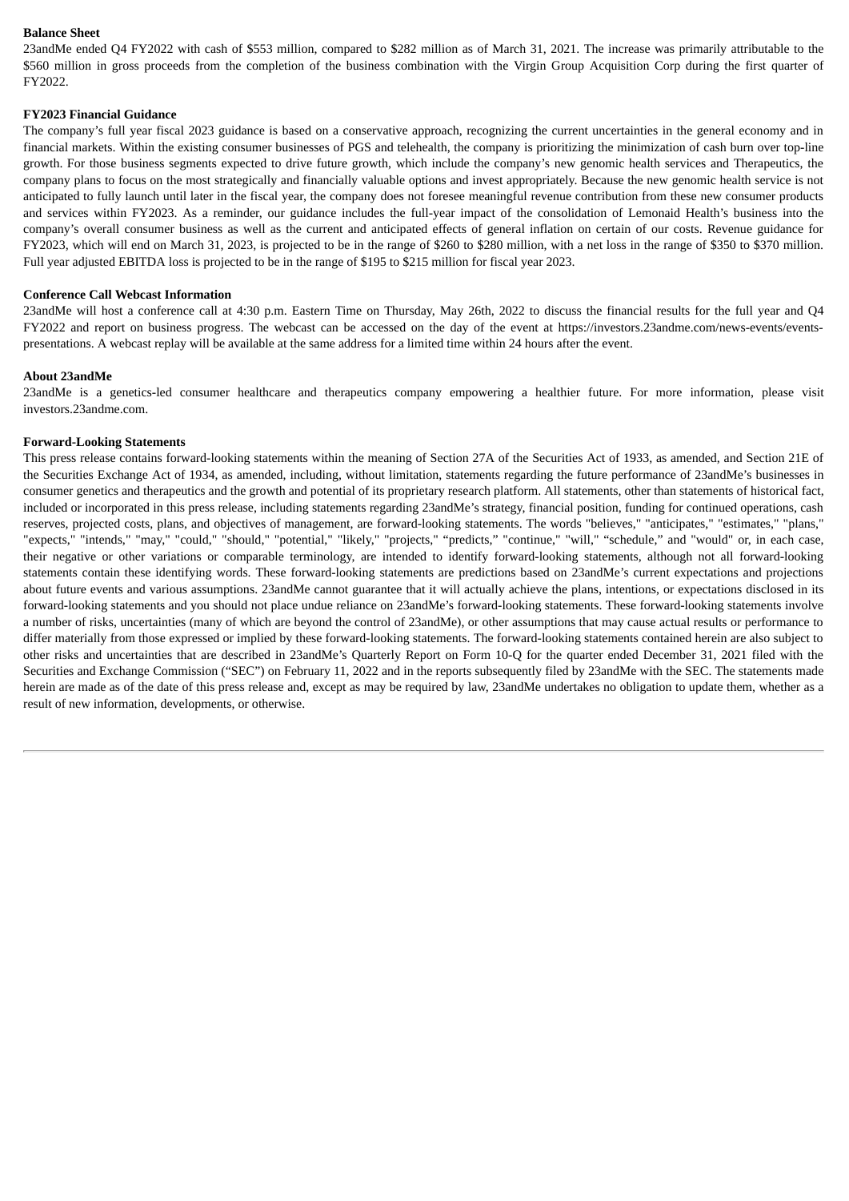**Balance Sheet**

23andMe ended Q4 FY2022 with cash of $553 million, compared to $282 million as of March 31, 2021. The increase was primarily attributable to the $560 million in gross proceeds from the completion of the business combination with the Virgin Group Acquisition Corp during the first quarter of FY2022.

**FY2023 Financial Guidance**

The company's full year fiscal 2023 guidance is based on a conservative approach, recognizing the current uncertainties in the general economy and in financial markets. Within the existing consumer businesses of PGS and telehealth, the company is prioritizing the minimization of cash burn over top-line growth. For those business segments expected to drive future growth, which include the company's new genomic health services and Therapeutics, the company plans to focus on the most strategically and financially valuable options and invest appropriately. Because the new genomic health service is not anticipated to fully launch until later in the fiscal year, the company does not foresee meaningful revenue contribution from these new consumer products and services within FY2023. As a reminder, our guidance includes the full-year impact of the consolidation of Lemonaid Health's business into the company's overall consumer business as well as the current and anticipated effects of general inflation on certain of our costs. Revenue guidance for FY2023, which will end on March 31, 2023, is projected to be in the range of $260 to $280 million, with a net loss in the range of $350 to $370 million. Full year adjusted EBITDA loss is projected to be in the range of $195 to $215 million for fiscal year 2023.

**Conference Call Webcast Information**

23andMe will host a conference call at 4:30 p.m. Eastern Time on Thursday, May 26th, 2022 to discuss the financial results for the full year and Q4 FY2022 and report on business progress. The webcast can be accessed on the day of the event at https://investors.23andme.com/news-events/events-presentations. A webcast replay will be available at the same address for a limited time within 24 hours after the event.

**About 23andMe**

23andMe is a genetics-led consumer healthcare and therapeutics company empowering a healthier future. For more information, please visit investors.23andme.com.

**Forward-Looking Statements**

This press release contains forward-looking statements within the meaning of Section 27A of the Securities Act of 1933, as amended, and Section 21E of the Securities Exchange Act of 1934, as amended, including, without limitation, statements regarding the future performance of 23andMe's businesses in consumer genetics and therapeutics and the growth and potential of its proprietary research platform. All statements, other than statements of historical fact, included or incorporated in this press release, including statements regarding 23andMe's strategy, financial position, funding for continued operations, cash reserves, projected costs, plans, and objectives of management, are forward-looking statements. The words "believes," "anticipates," "estimates," "plans," "expects," "intends," "may," "could," "should," "potential," "likely," "projects," "predicts," "continue," "will," "schedule," and "would" or, in each case, their negative or other variations or comparable terminology, are intended to identify forward-looking statements, although not all forward-looking statements contain these identifying words. These forward-looking statements are predictions based on 23andMe's current expectations and projections about future events and various assumptions. 23andMe cannot guarantee that it will actually achieve the plans, intentions, or expectations disclosed in its forward-looking statements and you should not place undue reliance on 23andMe's forward-looking statements. These forward-looking statements involve a number of risks, uncertainties (many of which are beyond the control of 23andMe), or other assumptions that may cause actual results or performance to differ materially from those expressed or implied by these forward-looking statements. The forward-looking statements contained herein are also subject to other risks and uncertainties that are described in 23andMe's Quarterly Report on Form 10-Q for the quarter ended December 31, 2021 filed with the Securities and Exchange Commission ("SEC") on February 11, 2022 and in the reports subsequently filed by 23andMe with the SEC. The statements made herein are made as of the date of this press release and, except as may be required by law, 23andMe undertakes no obligation to update them, whether as a result of new information, developments, or otherwise.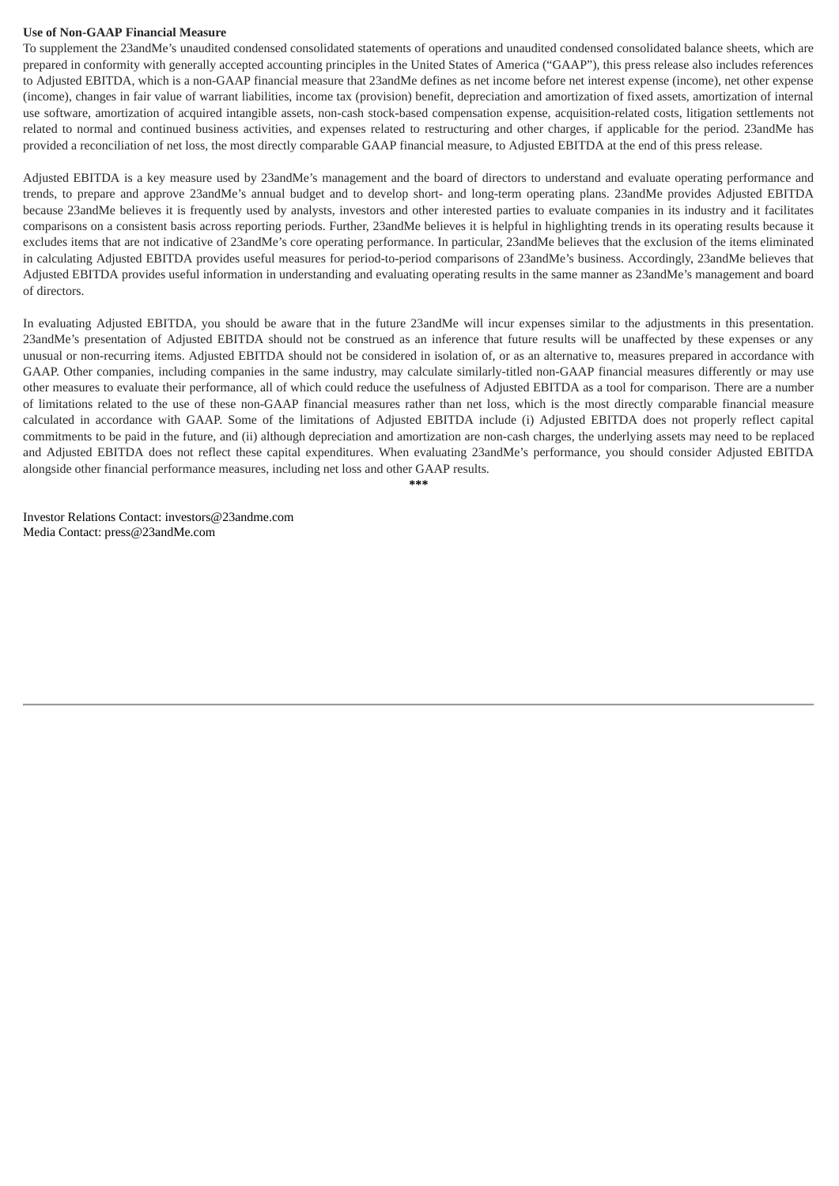**Use of Non-GAAP Financial Measure**

To supplement the 23andMe's unaudited condensed consolidated statements of operations and unaudited condensed consolidated balance sheets, which are prepared in conformity with generally accepted accounting principles in the United States of America ("GAAP"), this press release also includes references to Adjusted EBITDA, which is a non-GAAP financial measure that 23andMe defines as net income before net interest expense (income), net other expense (income), changes in fair value of warrant liabilities, income tax (provision) benefit, depreciation and amortization of fixed assets, amortization of internal use software, amortization of acquired intangible assets, non-cash stock-based compensation expense, acquisition-related costs, litigation settlements not related to normal and continued business activities, and expenses related to restructuring and other charges, if applicable for the period. 23andMe has provided a reconciliation of net loss, the most directly comparable GAAP financial measure, to Adjusted EBITDA at the end of this press release.

Adjusted EBITDA is a key measure used by 23andMe's management and the board of directors to understand and evaluate operating performance and trends, to prepare and approve 23andMe's annual budget and to develop short- and long-term operating plans. 23andMe provides Adjusted EBITDA because 23andMe believes it is frequently used by analysts, investors and other interested parties to evaluate companies in its industry and it facilitates comparisons on a consistent basis across reporting periods. Further, 23andMe believes it is helpful in highlighting trends in its operating results because it excludes items that are not indicative of 23andMe's core operating performance. In particular, 23andMe believes that the exclusion of the items eliminated in calculating Adjusted EBITDA provides useful measures for period-to-period comparisons of 23andMe's business. Accordingly, 23andMe believes that Adjusted EBITDA provides useful information in understanding and evaluating operating results in the same manner as 23andMe's management and board of directors.

In evaluating Adjusted EBITDA, you should be aware that in the future 23andMe will incur expenses similar to the adjustments in this presentation. 23andMe's presentation of Adjusted EBITDA should not be construed as an inference that future results will be unaffected by these expenses or any unusual or non-recurring items. Adjusted EBITDA should not be considered in isolation of, or as an alternative to, measures prepared in accordance with GAAP. Other companies, including companies in the same industry, may calculate similarly-titled non-GAAP financial measures differently or may use other measures to evaluate their performance, all of which could reduce the usefulness of Adjusted EBITDA as a tool for comparison. There are a number of limitations related to the use of these non-GAAP financial measures rather than net loss, which is the most directly comparable financial measure calculated in accordance with GAAP. Some of the limitations of Adjusted EBITDA include (i) Adjusted EBITDA does not properly reflect capital commitments to be paid in the future, and (ii) although depreciation and amortization are non-cash charges, the underlying assets may need to be replaced and Adjusted EBITDA does not reflect these capital expenditures. When evaluating 23andMe's performance, you should consider Adjusted EBITDA alongside other financial performance measures, including net loss and other GAAP results.

***

Investor Relations Contact: investors@23andme.com
Media Contact: press@23andMe.com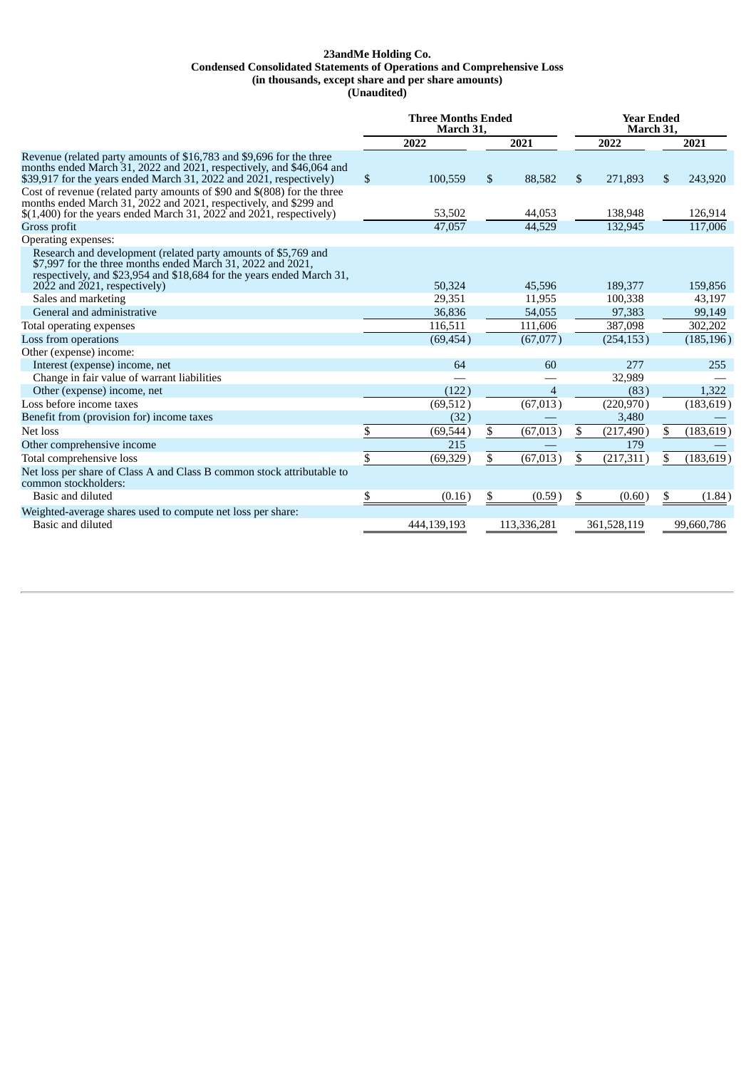**23andMe Holding Co.**
**Condensed Consolidated Statements of Operations and Comprehensive Loss**
**(in thousands, except share and per share amounts)**
**(Unaudited)**

| | Three Months Ended March 31, | | Year Ended March 31, | |
|---|---|---|---|---|
| | 2022 | 2021 | 2022 | 2021 |
| Revenue (related party amounts of $16,783 and $9,696 for the three months ended March 31, 2022 and 2021, respectively, and $46,064 and $39,917 for the years ended March 31, 2022 and 2021, respectively) | $ 100,559 | $ 88,582 | $ 271,893 | $ 243,920 |
| Cost of revenue (related party amounts of $90 and $(808) for the three months ended March 31, 2022 and 2021, respectively, and $299 and $(1,400) for the years ended March 31, 2022 and 2021, respectively) | 53,502 | 44,053 | 138,948 | 126,914 |
| Gross profit | 47,057 | 44,529 | 132,945 | 117,006 |
| Operating expenses: | | | | |
| Research and development (related party amounts of $5,769 and $7,997 for the three months ended March 31, 2022 and 2021, respectively, and $23,954 and $18,684 for the years ended March 31, 2022 and 2021, respectively) | 50,324 | 45,596 | 189,377 | 159,856 |
| Sales and marketing | 29,351 | 11,955 | 100,338 | 43,197 |
| General and administrative | 36,836 | 54,055 | 97,383 | 99,149 |
| Total operating expenses | 116,511 | 111,606 | 387,098 | 302,202 |
| Loss from operations | (69,454) | (67,077) | (254,153) | (185,196) |
| Other (expense) income: | | | | |
| Interest (expense) income, net | 64 | 60 | 277 | 255 |
| Change in fair value of warrant liabilities | — | — | 32,989 | — |
| Other (expense) income, net | (122) | 4 | (83) | 1,322 |
| Loss before income taxes | (69,512) | (67,013) | (220,970) | (183,619) |
| Benefit from (provision for) income taxes | (32) | — | 3,480 | — |
| Net loss | $ (69,544) | $ (67,013) | $ (217,490) | $ (183,619) |
| Other comprehensive income | 215 | — | 179 | — |
| Total comprehensive loss | $ (69,329) | $ (67,013) | $ (217,311) | $ (183,619) |
| Net loss per share of Class A and Class B common stock attributable to common stockholders: | | | | |
| Basic and diluted | $ (0.16) | $ (0.59) | $ (0.60) | $ (1.84) |
| Weighted-average shares used to compute net loss per share: | | | | |
| Basic and diluted | 444,139,193 | 113,336,281 | 361,528,119 | 99,660,786 |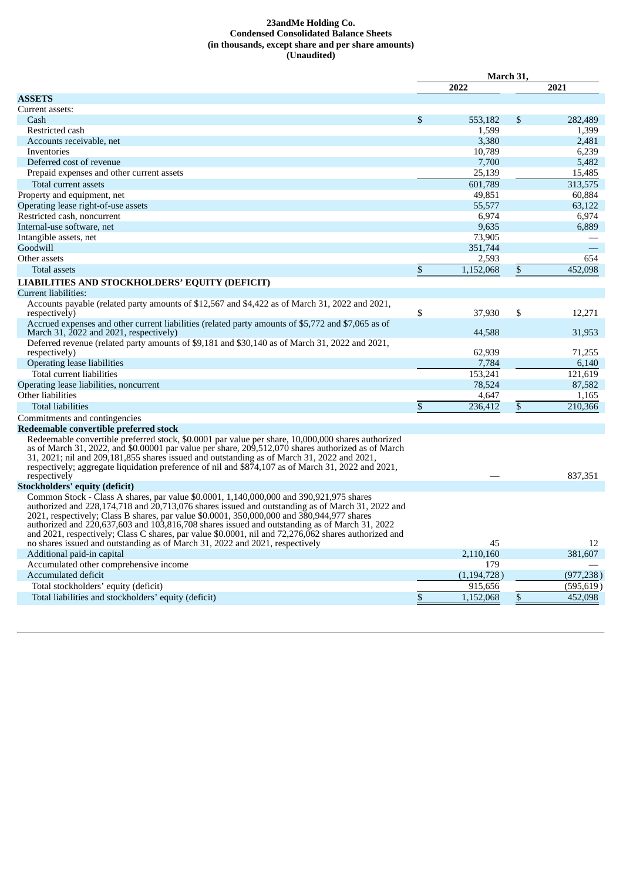**23andMe Holding Co.**
**Condensed Consolidated Balance Sheets**
**(in thousands, except share and per share amounts)**
**(Unaudited)**

| | March 31, 2022 | March 31, 2021 |
|---|---|---|
| **ASSETS** | | |
| Current assets: | | |
| Cash | $ 553,182 | $ 282,489 |
| Restricted cash | 1,599 | 1,399 |
| Accounts receivable, net | 3,380 | 2,481 |
| Inventories | 10,789 | 6,239 |
| Deferred cost of revenue | 7,700 | 5,482 |
| Prepaid expenses and other current assets | 25,139 | 15,485 |
| Total current assets | 601,789 | 313,575 |
| Property and equipment, net | 49,851 | 60,884 |
| Operating lease right-of-use assets | 55,577 | 63,122 |
| Restricted cash, noncurrent | 6,974 | 6,974 |
| Internal-use software, net | 9,635 | 6,889 |
| Intangible assets, net | 73,905 | — |
| Goodwill | 351,744 | — |
| Other assets | 2,593 | 654 |
| Total assets | $ 1,152,068 | $ 452,098 |
| **LIABILITIES AND STOCKHOLDERS' EQUITY (DEFICIT)** | | |
| Current liabilities: | | |
| Accounts payable (related party amounts of $12,567 and $4,422 as of March 31, 2022 and 2021, respectively) | $ 37,930 | $ 12,271 |
| Accrued expenses and other current liabilities (related party amounts of $5,772 and $7,065 as of March 31, 2022 and 2021, respectively) | 44,588 | 31,953 |
| Deferred revenue (related party amounts of $9,181 and $30,140 as of March 31, 2022 and 2021, respectively) | 62,939 | 71,255 |
| Operating lease liabilities | 7,784 | 6,140 |
| Total current liabilities | 153,241 | 121,619 |
| Operating lease liabilities, noncurrent | 78,524 | 87,582 |
| Other liabilities | 4,647 | 1,165 |
| Total liabilities | $ 236,412 | $ 210,366 |
| Commitments and contingencies | | |
| **Redeemable convertible preferred stock** | | |
| Redeemable convertible preferred stock, $0.0001 par value per share, 10,000,000 shares authorized as of March 31, 2022, and $0.00001 par value per share, 209,512,070 shares authorized as of March 31, 2021; nil and 209,181,855 shares issued and outstanding as of March 31, 2022 and 2021, respectively; aggregate liquidation preference of nil and $874,107 as of March 31, 2022 and 2021, respectively | — | 837,351 |
| **Stockholders' equity (deficit)** | | |
| Common Stock - Class A shares, par value $0.0001, 1,140,000,000 and 390,921,975 shares authorized and 228,174,718 and 20,713,076 shares issued and outstanding as of March 31, 2022 and 2021, respectively; Class B shares, par value $0.0001, 350,000,000 and 380,944,977 shares authorized and 220,637,603 and 103,816,708 shares issued and outstanding as of March 31, 2022 and 2021, respectively; Class C shares, par value $0.0001, nil and 72,276,062 shares authorized and no shares issued and outstanding as of March 31, 2022 and 2021, respectively | 45 | 12 |
| Additional paid-in capital | 2,110,160 | 381,607 |
| Accumulated other comprehensive income | 179 | — |
| Accumulated deficit | (1,194,728) | (977,238) |
| Total stockholders' equity (deficit) | 915,656 | (595,619) |
| Total liabilities and stockholders' equity (deficit) | $ 1,152,068 | $ 452,098 |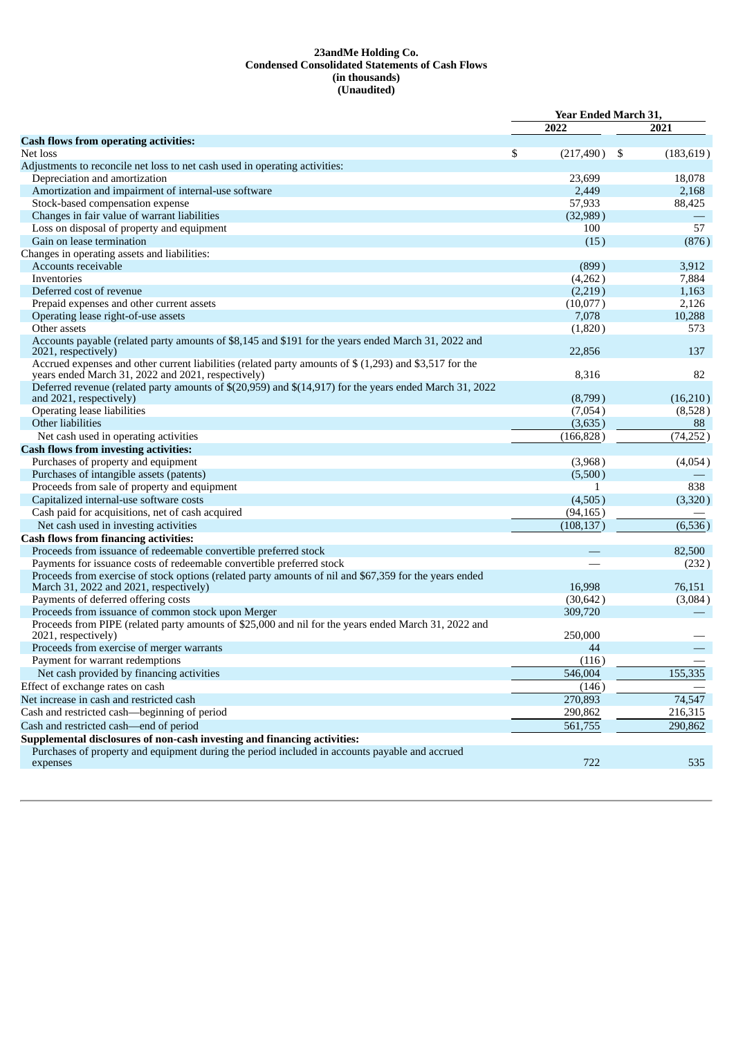**23andMe Holding Co.**
**Condensed Consolidated Statements of Cash Flows**
**(in thousands)**
**(Unaudited)**

| | Year Ended March 31, | |
|---|---|---|
| | 2022 | 2021 |
| **Cash flows from operating activities:** | | |
| Net loss | $ (217,490) | $ (183,619) |
| Adjustments to reconcile net loss to net cash used in operating activities: | | |
| Depreciation and amortization | 23,699 | 18,078 |
| Amortization and impairment of internal-use software | 2,449 | 2,168 |
| Stock-based compensation expense | 57,933 | 88,425 |
| Changes in fair value of warrant liabilities | (32,989) | — |
| Loss on disposal of property and equipment | 100 | 57 |
| Gain on lease termination | (15) | (876) |
| Changes in operating assets and liabilities: | | |
| Accounts receivable | (899) | 3,912 |
| Inventories | (4,262) | 7,884 |
| Deferred cost of revenue | (2,219) | 1,163 |
| Prepaid expenses and other current assets | (10,077) | 2,126 |
| Operating lease right-of-use assets | 7,078 | 10,288 |
| Other assets | (1,820) | 573 |
| Accounts payable (related party amounts of $8,145 and $191 for the years ended March 31, 2022 and 2021, respectively) | 22,856 | 137 |
| Accrued expenses and other current liabilities (related party amounts of $ (1,293) and $3,517 for the years ended March 31, 2022 and 2021, respectively) | 8,316 | 82 |
| Deferred revenue (related party amounts of $(20,959) and $(14,917) for the years ended March 31, 2022 and 2021, respectively) | (8,799) | (16,210) |
| Operating lease liabilities | (7,054) | (8,528) |
| Other liabilities | (3,635) | 88 |
| Net cash used in operating activities | (166,828) | (74,252) |
| **Cash flows from investing activities:** | | |
| Purchases of property and equipment | (3,968) | (4,054) |
| Purchases of intangible assets (patents) | (5,500) | — |
| Proceeds from sale of property and equipment | 1 | 838 |
| Capitalized internal-use software costs | (4,505) | (3,320) |
| Cash paid for acquisitions, net of cash acquired | (94,165) | — |
| Net cash used in investing activities | (108,137) | (6,536) |
| **Cash flows from financing activities:** | | |
| Proceeds from issuance of redeemable convertible preferred stock | — | 82,500 |
| Payments for issuance costs of redeemable convertible preferred stock | — | (232) |
| Proceeds from exercise of stock options (related party amounts of nil and $67,359 for the years ended March 31, 2022 and 2021, respectively) | 16,998 | 76,151 |
| Payments of deferred offering costs | (30,642) | (3,084) |
| Proceeds from issuance of common stock upon Merger | 309,720 | — |
| Proceeds from PIPE (related party amounts of $25,000 and nil for the years ended March 31, 2022 and 2021, respectively) | 250,000 | — |
| Proceeds from exercise of merger warrants | 44 | — |
| Payment for warrant redemptions | (116) | — |
| Net cash provided by financing activities | 546,004 | 155,335 |
| Effect of exchange rates on cash | (146) | — |
| Net increase in cash and restricted cash | 270,893 | 74,547 |
| Cash and restricted cash—beginning of period | 290,862 | 216,315 |
| Cash and restricted cash—end of period | 561,755 | 290,862 |
| **Supplemental disclosures of non-cash investing and financing activities:** | | |
| Purchases of property and equipment during the period included in accounts payable and accrued expenses | 722 | 535 |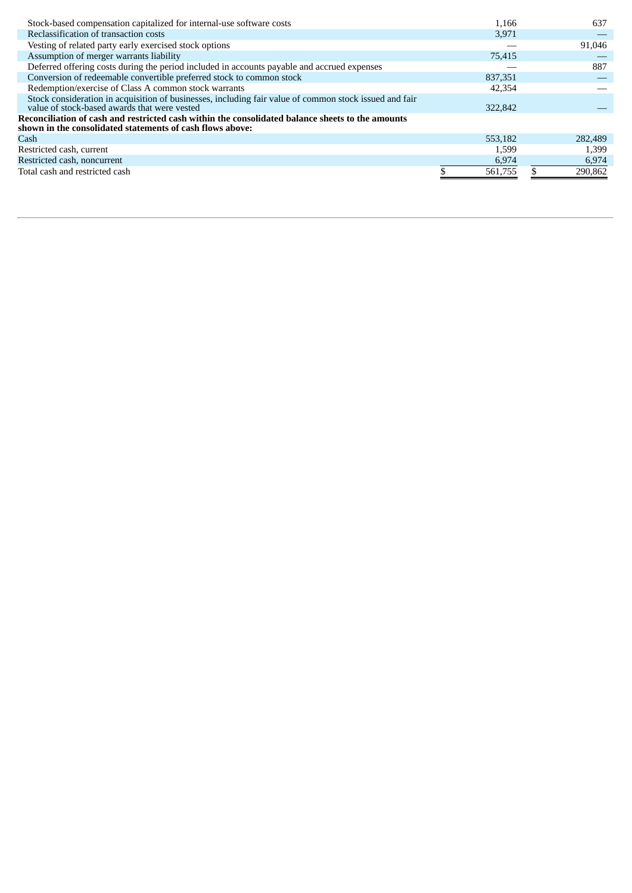| | | |
|---|---|---|
| Stock-based compensation capitalized for internal-use software costs | 1,166 | 637 |
| Reclassification of transaction costs | 3,971 | — |
| Vesting of related party early exercised stock options | — | 91,046 |
| Assumption of merger warrants liability | 75,415 | — |
| Deferred offering costs during the period included in accounts payable and accrued expenses | — | 887 |
| Conversion of redeemable convertible preferred stock to common stock | 837,351 | — |
| Redemption/exercise of Class A common stock warrants | 42,354 | — |
| Stock consideration in acquisition of businesses, including fair value of common stock issued and fair value of stock-based awards that were vested | 322,842 | — |
| **Reconciliation of cash and restricted cash within the consolidated balance sheets to the amounts shown in the consolidated statements of cash flows above:** | | |
| Cash | 553,182 | 282,489 |
| Restricted cash, current | 1,599 | 1,399 |
| Restricted cash, noncurrent | 6,974 | 6,974 |
| Total cash and restricted cash | $ 561,755 | $ 290,862 |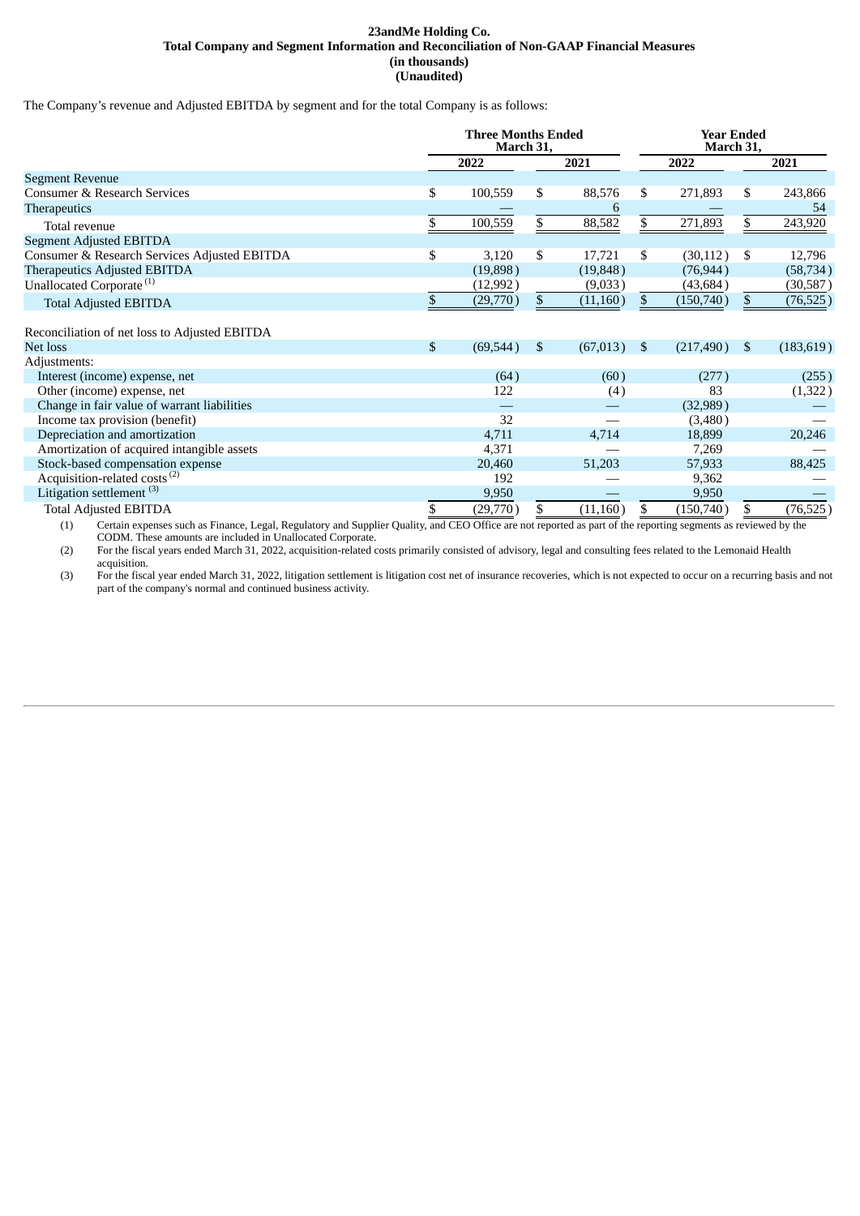**23andMe Holding Co.**
**Total Company and Segment Information and Reconciliation of Non-GAAP Financial Measures**
**(in thousands)**
**(Unaudited)**

The Company's revenue and Adjusted EBITDA by segment and for the total Company is as follows:

| | Three Months Ended March 31, | | Year Ended March 31, | |
|---|---|---|---|---|
| | 2022 | 2021 | 2022 | 2021 |
| Segment Revenue | | | | |
| Consumer & Research Services | $ 100,559 | $ 88,576 | $ 271,893 | $ 243,866 |
| Therapeutics | — | 6 | — | 54 |
| Total revenue | $ 100,559 | $ 88,582 | $ 271,893 | $ 243,920 |
| Segment Adjusted EBITDA | | | | |
| Consumer & Research Services Adjusted EBITDA | $ 3,120 | $ 17,721 | $ (30,112) | $ 12,796 |
| Therapeutics Adjusted EBITDA | (19,898) | (19,848) | (76,944) | (58,734) |
| Unallocated Corporate (1) | (12,992) | (9,033) | (43,684) | (30,587) |
| Total Adjusted EBITDA | $ (29,770) | $ (11,160) | $ (150,740) | $ (76,525) |
| | | | | |
| Reconciliation of net loss to Adjusted EBITDA | | | | |
| Net loss | $ (69,544) | $ (67,013) | $ (217,490) | $ (183,619) |
| Adjustments: | | | | |
| Interest (income) expense, net | (64) | (60) | (277) | (255) |
| Other (income) expense, net | 122 | (4) | 83 | (1,322) |
| Change in fair value of warrant liabilities | — | — | (32,989) | — |
| Income tax provision (benefit) | 32 | — | (3,480) | — |
| Depreciation and amortization | 4,711 | 4,714 | 18,899 | 20,246 |
| Amortization of acquired intangible assets | 4,371 | — | 7,269 | — |
| Stock-based compensation expense | 20,460 | 51,203 | 57,933 | 88,425 |
| Acquisition-related costs (2) | 192 | — | 9,362 | — |
| Litigation settlement (3) | 9,950 | — | 9,950 | — |
| Total Adjusted EBITDA | $ (29,770) | $ (11,160) | $ (150,740) | $ (76,525) |

(1) Certain expenses such as Finance, Legal, Regulatory and Supplier Quality, and CEO Office are not reported as part of the reporting segments as reviewed by the CODM. These amounts are included in Unallocated Corporate.

(2) For the fiscal years ended March 31, 2022, acquisition-related costs primarily consisted of advisory, legal and consulting fees related to the Lemonaid Health acquisition.

(3) For the fiscal year ended March 31, 2022, litigation settlement is litigation cost net of insurance recoveries, which is not expected to occur on a recurring basis and not part of the company's normal and continued business activity.